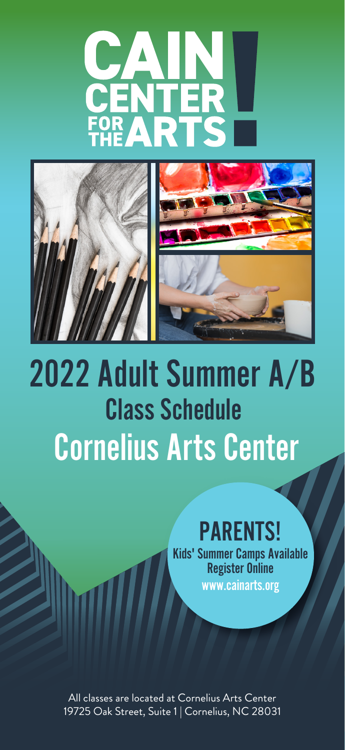# CAIN CENTER FOR THE ARTS!

# 2022 Adult Summer A/B

## Class Schedule

## Cornelius Arts Center

### PARENTS!

**Kids' Summer Camps Available**
**Register Online**
**www.cainarts.org**

All classes are located at Cornelius Arts Center
19725 Oak Street, Suite 1 | Cornelius, NC 28031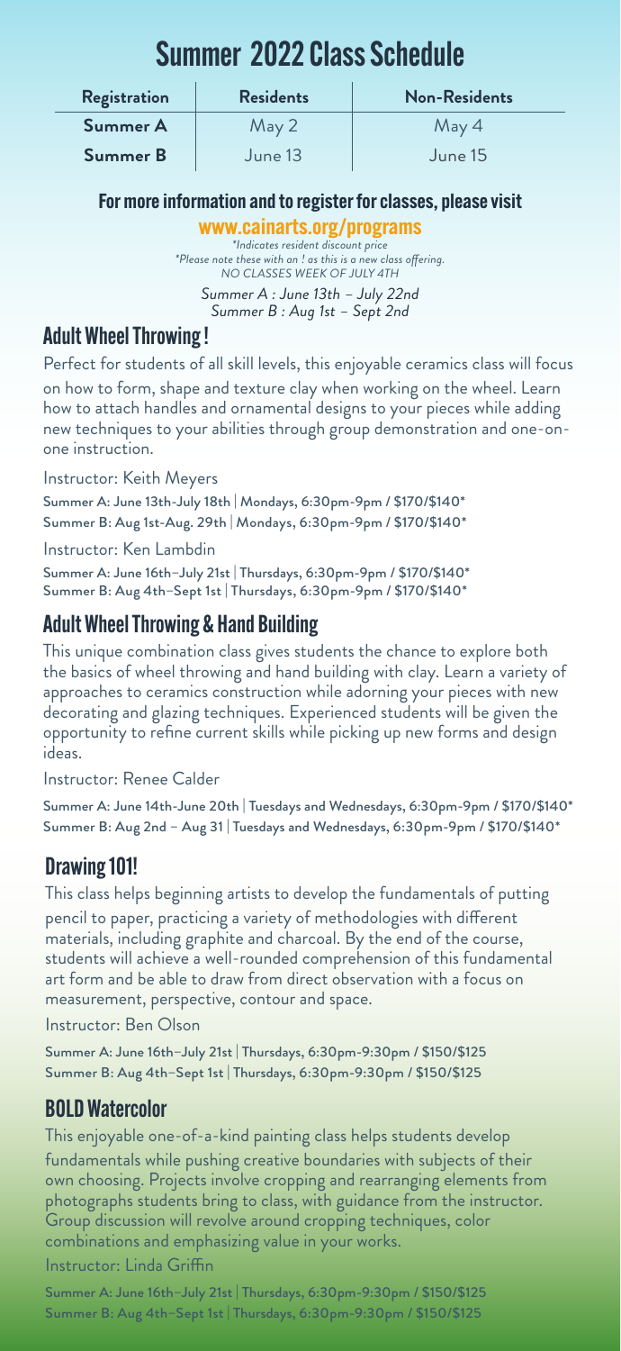# Summer 2022 Class Schedule

| Registration | Residents | Non-Residents |
| --- | --- | --- |
| **Summer A** | May 2 | May 4 |
| **Summer B** | June 13 | June 15 |

**For more information and to register for classes, please visit**

**www.cainarts.org/programs**

*\*Indicates resident discount price*
*\*Please note these with an ! as this is a new class offering.*
*NO CLASSES WEEK OF JULY 4TH*

*Summer A : June 13th – July 22nd*
*Summer B : Aug 1st – Sept 2nd*

## Adult Wheel Throwing !

Perfect for students of all skill levels, this enjoyable ceramics class will focus on how to form, shape and texture clay when working on the wheel. Learn how to attach handles and ornamental designs to your pieces while adding new techniques to your abilities through group demonstration and one-on-one instruction.

Instructor: Keith Meyers

Summer A: June 13th-July 18th | Mondays, 6:30pm-9pm / $170/$140*
Summer B: Aug 1st-Aug. 29th | Mondays, 6:30pm-9pm / $170/$140*

Instructor: Ken Lambdin

Summer A: June 16th–July 21st | Thursdays, 6:30pm-9pm / $170/$140*
Summer B: Aug 4th–Sept 1st | Thursdays, 6:30pm-9pm / $170/$140*

## Adult Wheel Throwing & Hand Building

This unique combination class gives students the chance to explore both the basics of wheel throwing and hand building with clay. Learn a variety of approaches to ceramics construction while adorning your pieces with new decorating and glazing techniques. Experienced students will be given the opportunity to refine current skills while picking up new forms and design ideas.

Instructor: Renee Calder

Summer A: June 14th-June 20th | Tuesdays and Wednesdays, 6:30pm-9pm / $170/$140*
Summer B: Aug 2nd – Aug 31 | Tuesdays and Wednesdays, 6:30pm-9pm / $170/$140*

## Drawing 101!

This class helps beginning artists to develop the fundamentals of putting pencil to paper, practicing a variety of methodologies with different materials, including graphite and charcoal. By the end of the course, students will achieve a well-rounded comprehension of this fundamental art form and be able to draw from direct observation with a focus on measurement, perspective, contour and space.

Instructor: Ben Olson

Summer A: June 16th–July 21st | Thursdays, 6:30pm-9:30pm / $150/$125
Summer B: Aug 4th–Sept 1st | Thursdays, 6:30pm-9:30pm / $150/$125

## BOLD Watercolor

This enjoyable one-of-a-kind painting class helps students develop fundamentals while pushing creative boundaries with subjects of their own choosing. Projects involve cropping and rearranging elements from photographs students bring to class, with guidance from the instructor. Group discussion will revolve around cropping techniques, color combinations and emphasizing value in your works.

Instructor: Linda Griffin

Summer A: June 16th–July 21st | Thursdays, 6:30pm-9:30pm / $150/$125
Summer B: Aug 4th–Sept 1st | Thursdays, 6:30pm-9:30pm / $150/$125